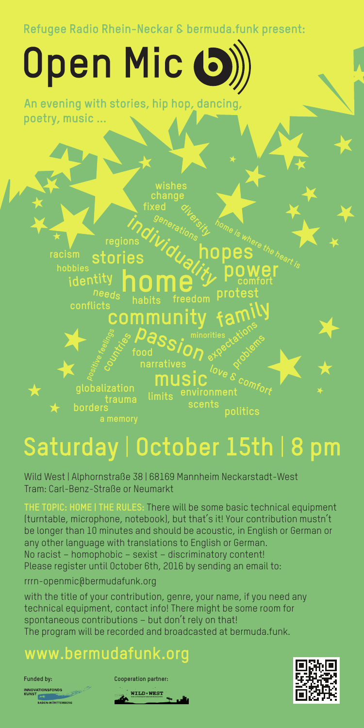Refugee Radio Rhein-Neckar & bermuda.funk present:

# Open Mic

An evening with stories, hip hop, dancing, poetry, music ...

wishes change fixed diversity generations individuality home is where the heart is regions racism stories hopes hobbies power comfort identity home needs habits freedom protest conflicts community family minorities positive feelings countries passion expectations problems food narratives music love & comfort globalization trauma limits environment borders scents politics a memory

## Saturday | October 15th | 8 pm

Wild West | Alphornstraße 38 | 68169 Mannheim Neckarstadt-West
Tram: Carl-Benz-Straße or Neumarkt

**THE TOPIC: HOME | THE RULES:** There will be some basic technical equipment (turntable, microphone, notebook), but that's it! Your contribution mustn't be longer than 10 minutes and should be acoustic, in English or German or any other language with translations to English or German.
No racist – homophobic – sexist – discriminatory content!
Please register until October 6th, 2016 by sending an email to:

rrrn-openmic@bermudafunk.org

with the title of your contribution, genre, your name, if you need any technical equipment, contact info! There might be some room for spontaneous contributions – but don't rely on that!
The program will be recorded and broadcasted at bermuda.funk.

## www.bermudafunk.org

Funded by: INNOVATIONSFONDS KUNST BADEN-WÜRTTEMBERG

Cooperation partner: WILD·WEST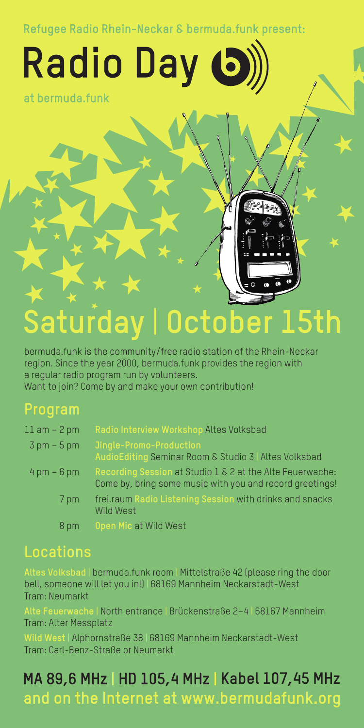Refugee Radio Rhein-Neckar & bermuda.funk present:

# Radio Day

at bermuda.funk

# Saturday | October 15th

bermuda.funk is the community/free radio station of the Rhein-Neckar region. Since the year 2000, bermuda.funk provides the region with a regular radio program run by volunteers.
Want to join? Come by and make your own contribution!

## Program

| | |
|---|---|
| 11 am – 2 pm | **Radio Interview Workshop** Altes Volksbad |
| 3 pm – 5 pm | **Jingle-Promo-Production** **AudioEditing** Seminar Room & Studio 3 \| Altes Volksbad |
| 4 pm – 6 pm | **Recording Session** at Studio 1 & 2 at the Alte Feuerwache: Come by, bring some music with you and record greetings! |
| 7 pm | frei.raum **Radio Listening Session** with drinks and snacks Wild West |
| 8 pm | **Open Mic** at Wild West |

## Locations

**Altes Volksbad** | bermuda.funk room | Mittelstraße 42 (please ring the door bell, someone will let you in!) | 68169 Mannheim Neckarstadt-West
Tram: Neumarkt

**Alte Feuerwache** | North entrance | Brückenstraße 2–4 | 68167 Mannheim
Tram: Alter Messplatz

**Wild West** | Alphornstraße 38 | 68169 Mannheim Neckarstadt-West
Tram: Carl-Benz-Straße or Neumarkt

## MA 89,6 MHz | HD 105,4 MHz | Kabel 107,45 MHz
## and on the Internet at www.bermudafunk.org